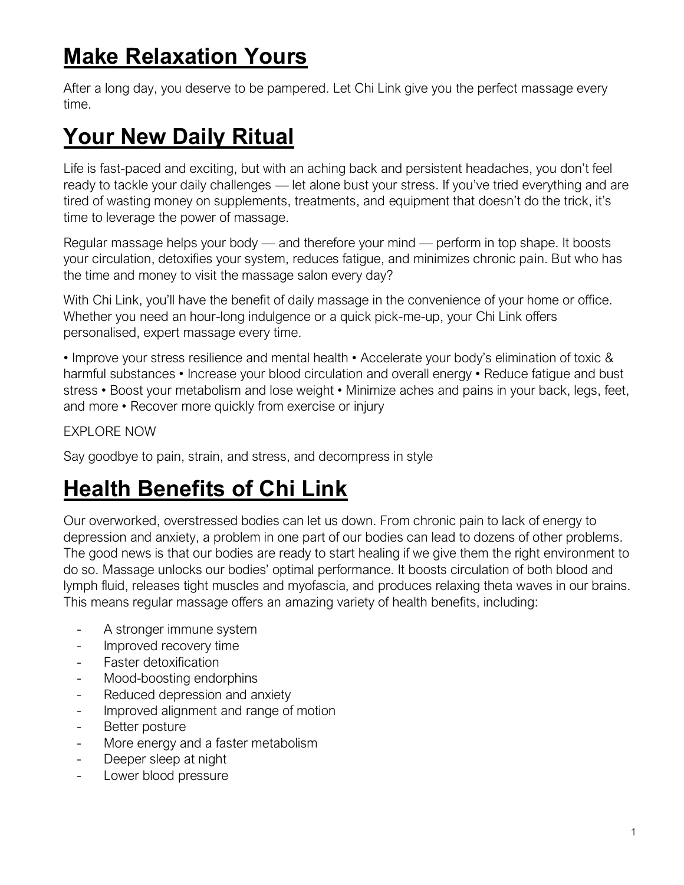# Make Relaxation Yours

After a long day, you deserve to be pampered. Let Chi Link give you the perfect massage every time.

# Your New Daily Ritual

Life is fast-paced and exciting, but with an aching back and persistent headaches, you don't feel ready to tackle your daily challenges — let alone bust your stress. If you've tried everything and are tired of wasting money on supplements, treatments, and equipment that doesn't do the trick, it's time to leverage the power of massage.

Regular massage helps your body — and therefore your mind — perform in top shape. It boosts your circulation, detoxifies your system, reduces fatigue, and minimizes chronic pain. But who has the time and money to visit the massage salon every day?

With Chi Link, you'll have the benefit of daily massage in the convenience of your home or office. Whether you need an hour-long indulgence or a quick pick-me-up, your Chi Link offers personalised, expert massage every time.

• Improve your stress resilience and mental health • Accelerate your body's elimination of toxic & harmful substances • Increase your blood circulation and overall energy • Reduce fatigue and bust stress • Boost your metabolism and lose weight • Minimize aches and pains in your back, legs, feet, and more • Recover more quickly from exercise or injury

EXPLORE NOW

Say goodbye to pain, strain, and stress, and decompress in style

# Health Benefits of Chi Link

Our overworked, overstressed bodies can let us down. From chronic pain to lack of energy to depression and anxiety, a problem in one part of our bodies can lead to dozens of other problems. The good news is that our bodies are ready to start healing if we give them the right environment to do so. Massage unlocks our bodies' optimal performance. It boosts circulation of both blood and lymph fluid, releases tight muscles and myofascia, and produces relaxing theta waves in our brains. This means regular massage offers an amazing variety of health benefits, including:

- A stronger immune system
- Improved recovery time
- Faster detoxification
- Mood-boosting endorphins
- Reduced depression and anxiety
- Improved alignment and range of motion
- Better posture
- More energy and a faster metabolism
- Deeper sleep at night
- Lower blood pressure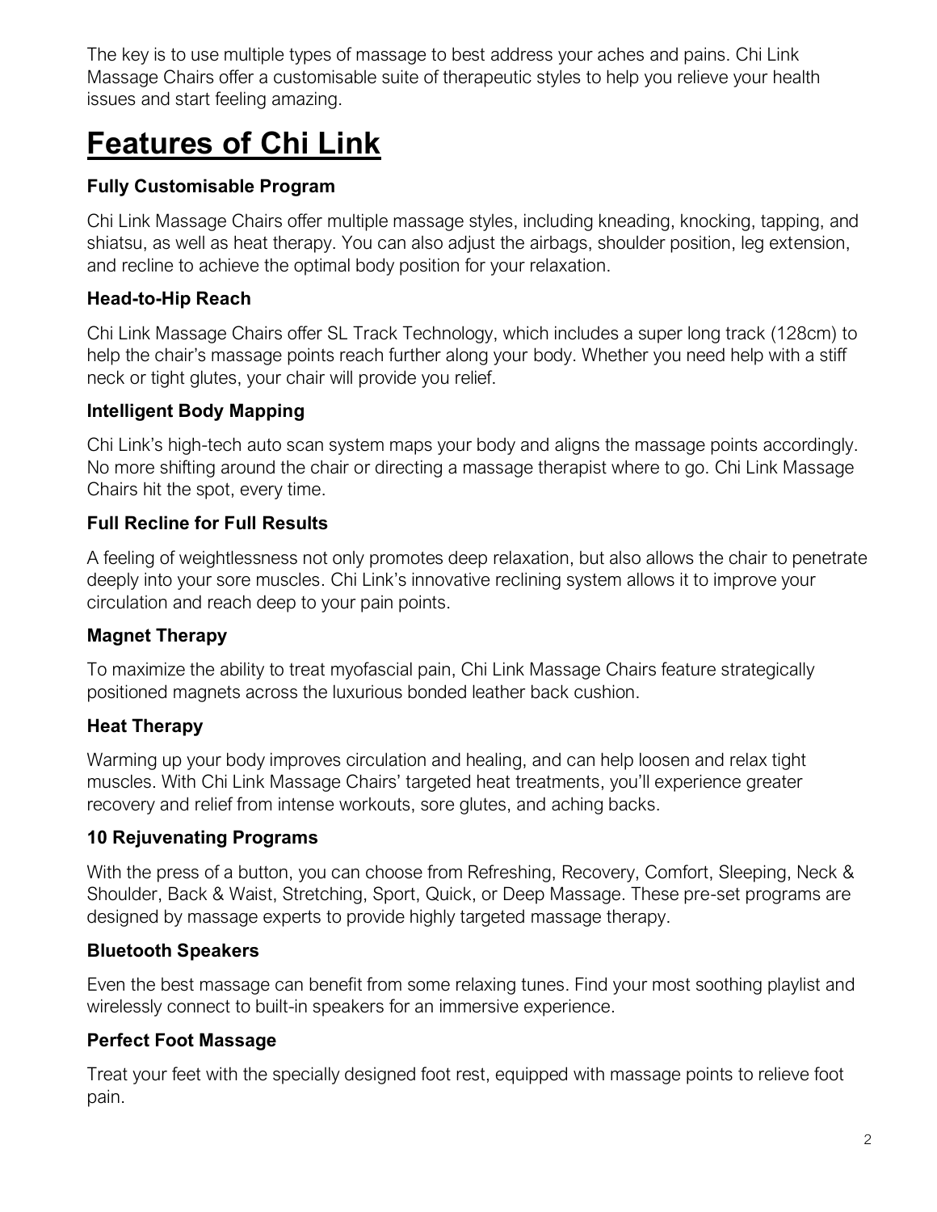The key is to use multiple types of massage to best address your aches and pains. Chi Link Massage Chairs offer a customisable suite of therapeutic styles to help you relieve your health issues and start feeling amazing.

# Features of Chi Link

### Fully Customisable Program

Chi Link Massage Chairs offer multiple massage styles, including kneading, knocking, tapping, and shiatsu, as well as heat therapy. You can also adjust the airbags, shoulder position, leg extension, and recline to achieve the optimal body position for your relaxation.

### Head-to-Hip Reach

Chi Link Massage Chairs offer SL Track Technology, which includes a super long track (128cm) to help the chair's massage points reach further along your body. Whether you need help with a stiff neck or tight glutes, your chair will provide you relief.

### Intelligent Body Mapping

Chi Link's high-tech auto scan system maps your body and aligns the massage points accordingly. No more shifting around the chair or directing a massage therapist where to go. Chi Link Massage Chairs hit the spot, every time.

### Full Recline for Full Results

A feeling of weightlessness not only promotes deep relaxation, but also allows the chair to penetrate deeply into your sore muscles. Chi Link's innovative reclining system allows it to improve your circulation and reach deep to your pain points.

### Magnet Therapy

To maximize the ability to treat myofascial pain, Chi Link Massage Chairs feature strategically positioned magnets across the luxurious bonded leather back cushion.

### Heat Therapy

Warming up your body improves circulation and healing, and can help loosen and relax tight muscles. With Chi Link Massage Chairs' targeted heat treatments, you'll experience greater recovery and relief from intense workouts, sore glutes, and aching backs.

### 10 Rejuvenating Programs

With the press of a button, you can choose from Refreshing, Recovery, Comfort, Sleeping, Neck & Shoulder, Back & Waist, Stretching, Sport, Quick, or Deep Massage. These pre-set programs are designed by massage experts to provide highly targeted massage therapy.

### Bluetooth Speakers

Even the best massage can benefit from some relaxing tunes. Find your most soothing playlist and wirelessly connect to built-in speakers for an immersive experience.

### Perfect Foot Massage

Treat your feet with the specially designed foot rest, equipped with massage points to relieve foot pain.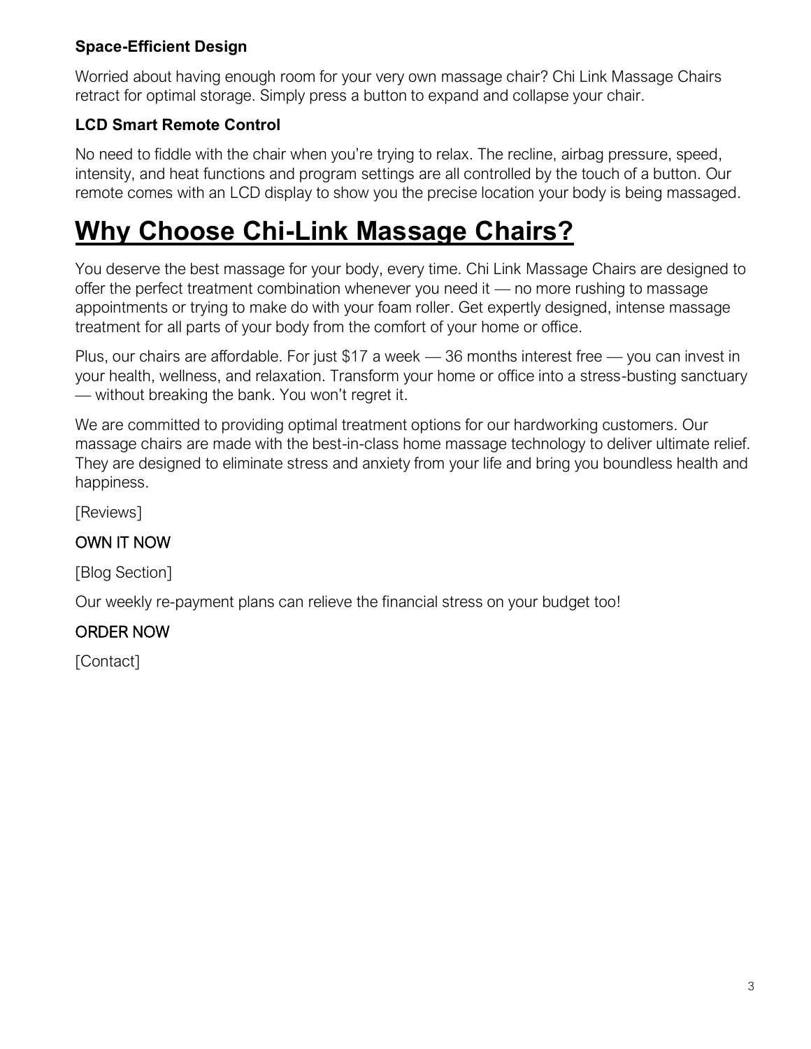### Space-Efficient Design

Worried about having enough room for your very own massage chair? Chi Link Massage Chairs retract for optimal storage. Simply press a button to expand and collapse your chair.

### LCD Smart Remote Control

No need to fiddle with the chair when you're trying to relax. The recline, airbag pressure, speed, intensity, and heat functions and program settings are all controlled by the touch of a button. Our remote comes with an LCD display to show you the precise location your body is being massaged.

# Why Choose Chi-Link Massage Chairs?

You deserve the best massage for your body, every time. Chi Link Massage Chairs are designed to offer the perfect treatment combination whenever you need it — no more rushing to massage appointments or trying to make do with your foam roller. Get expertly designed, intense massage treatment for all parts of your body from the comfort of your home or office.

Plus, our chairs are affordable. For just $17 a week — 36 months interest free — you can invest in your health, wellness, and relaxation. Transform your home or office into a stress-busting sanctuary — without breaking the bank. You won't regret it.

We are committed to providing optimal treatment options for our hardworking customers. Our massage chairs are made with the best-in-class home massage technology to deliver ultimate relief. They are designed to eliminate stress and anxiety from your life and bring you boundless health and happiness.

[Reviews]

OWN IT NOW

[Blog Section]

Our weekly re-payment plans can relieve the financial stress on your budget too!

ORDER NOW

[Contact]